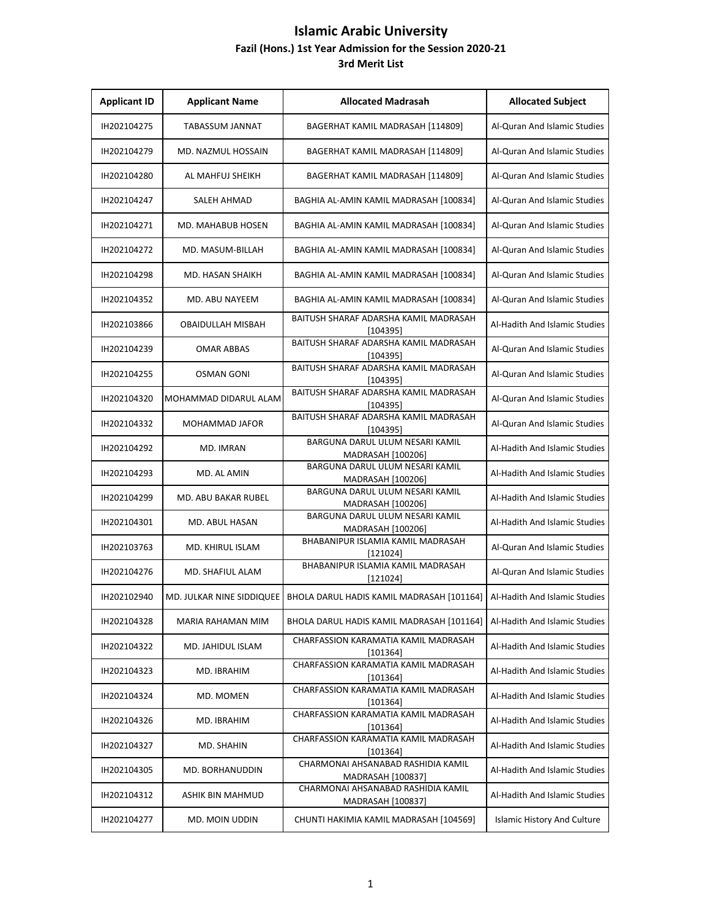# Islamic Arabic University

## Fazil (Hons.) 1st Year Admission for the Session 2020-21

### 3rd Merit List

| Applicant ID | Applicant Name | Allocated Madrasah | Allocated Subject |
|---|---|---|---|
| IH202104275 | TABASSUM JANNAT | BAGERHAT KAMIL MADRASAH [114809] | Al-Quran And Islamic Studies |
| IH202104279 | MD. NAZMUL HOSSAIN | BAGERHAT KAMIL MADRASAH [114809] | Al-Quran And Islamic Studies |
| IH202104280 | AL MAHFUJ SHEIKH | BAGERHAT KAMIL MADRASAH [114809] | Al-Quran And Islamic Studies |
| IH202104247 | SALEH AHMAD | BAGHIA AL-AMIN KAMIL MADRASAH [100834] | Al-Quran And Islamic Studies |
| IH202104271 | MD. MAHABUB HOSEN | BAGHIA AL-AMIN KAMIL MADRASAH [100834] | Al-Quran And Islamic Studies |
| IH202104272 | MD. MASUM-BILLAH | BAGHIA AL-AMIN KAMIL MADRASAH [100834] | Al-Quran And Islamic Studies |
| IH202104298 | MD. HASAN SHAIKH | BAGHIA AL-AMIN KAMIL MADRASAH [100834] | Al-Quran And Islamic Studies |
| IH202104352 | MD. ABU NAYEEM | BAGHIA AL-AMIN KAMIL MADRASAH [100834] | Al-Quran And Islamic Studies |
| IH202103866 | OBAIDULLAH MISBAH | BAITUSH SHARAF ADARSHA KAMIL MADRASAH [104395] | Al-Hadith And Islamic Studies |
| IH202104239 | OMAR ABBAS | BAITUSH SHARAF ADARSHA KAMIL MADRASAH [104395] | Al-Quran And Islamic Studies |
| IH202104255 | OSMAN GONI | BAITUSH SHARAF ADARSHA KAMIL MADRASAH [104395] | Al-Quran And Islamic Studies |
| IH202104320 | MOHAMMAD DIDARUL ALAM | BAITUSH SHARAF ADARSHA KAMIL MADRASAH [104395] | Al-Quran And Islamic Studies |
| IH202104332 | MOHAMMAD JAFOR | BAITUSH SHARAF ADARSHA KAMIL MADRASAH [104395] | Al-Quran And Islamic Studies |
| IH202104292 | MD. IMRAN | BARGUNA DARUL ULUM NESARI KAMIL MADRASAH [100206] | Al-Hadith And Islamic Studies |
| IH202104293 | MD. AL AMIN | BARGUNA DARUL ULUM NESARI KAMIL MADRASAH [100206] | Al-Hadith And Islamic Studies |
| IH202104299 | MD. ABU BAKAR RUBEL | BARGUNA DARUL ULUM NESARI KAMIL MADRASAH [100206] | Al-Hadith And Islamic Studies |
| IH202104301 | MD. ABUL HASAN | BARGUNA DARUL ULUM NESARI KAMIL MADRASAH [100206] | Al-Hadith And Islamic Studies |
| IH202103763 | MD. KHIRUL ISLAM | BHABANIPUR ISLAMIA KAMIL MADRASAH [121024] | Al-Quran And Islamic Studies |
| IH202104276 | MD. SHAFIUL ALAM | BHABANIPUR ISLAMIA KAMIL MADRASAH [121024] | Al-Quran And Islamic Studies |
| IH202102940 | MD. JULKAR NINE SIDDIQUEE | BHOLA DARUL HADIS KAMIL MADRASAH [101164] | Al-Hadith And Islamic Studies |
| IH202104328 | MARIA RAHAMAN MIM | BHOLA DARUL HADIS KAMIL MADRASAH [101164] | Al-Hadith And Islamic Studies |
| IH202104322 | MD. JAHIDUL ISLAM | CHARFASSION KARAMATIA KAMIL MADRASAH [101364] | Al-Hadith And Islamic Studies |
| IH202104323 | MD. IBRAHIM | CHARFASSION KARAMATIA KAMIL MADRASAH [101364] | Al-Hadith And Islamic Studies |
| IH202104324 | MD. MOMEN | CHARFASSION KARAMATIA KAMIL MADRASAH [101364] | Al-Hadith And Islamic Studies |
| IH202104326 | MD. IBRAHIM | CHARFASSION KARAMATIA KAMIL MADRASAH [101364] | Al-Hadith And Islamic Studies |
| IH202104327 | MD. SHAHIN | CHARFASSION KARAMATIA KAMIL MADRASAH [101364] | Al-Hadith And Islamic Studies |
| IH202104305 | MD. BORHANUDDIN | CHARMONAI AHSANABAD RASHIDIA KAMIL MADRASAH [100837] | Al-Hadith And Islamic Studies |
| IH202104312 | ASHIK BIN MAHMUD | CHARMONAI AHSANABAD RASHIDIA KAMIL MADRASAH [100837] | Al-Hadith And Islamic Studies |
| IH202104277 | MD. MOIN UDDIN | CHUNTI HAKIMIA KAMIL MADRASAH [104569] | Islamic History And Culture |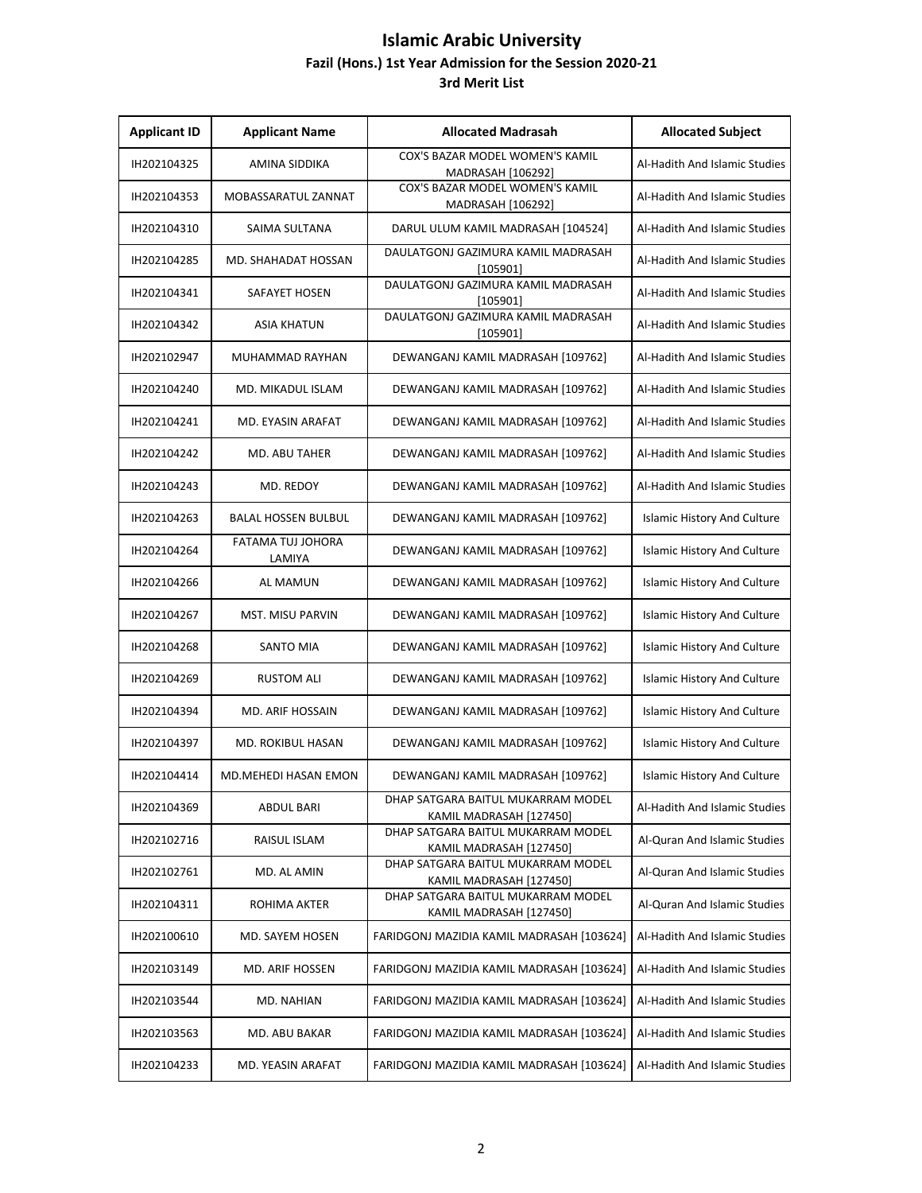# Islamic Arabic University

### Fazil (Hons.) 1st Year Admission for the Session 2020-21

### 3rd Merit List

| Applicant ID | Applicant Name | Allocated Madrasah | Allocated Subject |
|---|---|---|---|
| IH202104325 | AMINA SIDDIKA | COX'S BAZAR MODEL WOMEN'S KAMIL MADRASAH [106292] | Al-Hadith And Islamic Studies |
| IH202104353 | MOBASSARATUL ZANNAT | COX'S BAZAR MODEL WOMEN'S KAMIL MADRASAH [106292] | Al-Hadith And Islamic Studies |
| IH202104310 | SAIMA SULTANA | DARUL ULUM KAMIL MADRASAH [104524] | Al-Hadith And Islamic Studies |
| IH202104285 | MD. SHAHADAT HOSSAN | DAULATGONJ GAZIMURA KAMIL MADRASAH [105901] | Al-Hadith And Islamic Studies |
| IH202104341 | SAFAYET HOSEN | DAULATGONJ GAZIMURA KAMIL MADRASAH [105901] | Al-Hadith And Islamic Studies |
| IH202104342 | ASIA KHATUN | DAULATGONJ GAZIMURA KAMIL MADRASAH [105901] | Al-Hadith And Islamic Studies |
| IH202102947 | MUHAMMAD RAYHAN | DEWANGANJ KAMIL MADRASAH [109762] | Al-Hadith And Islamic Studies |
| IH202104240 | MD. MIKADUL ISLAM | DEWANGANJ KAMIL MADRASAH [109762] | Al-Hadith And Islamic Studies |
| IH202104241 | MD. EYASIN ARAFAT | DEWANGANJ KAMIL MADRASAH [109762] | Al-Hadith And Islamic Studies |
| IH202104242 | MD. ABU TAHER | DEWANGANJ KAMIL MADRASAH [109762] | Al-Hadith And Islamic Studies |
| IH202104243 | MD. REDOY | DEWANGANJ KAMIL MADRASAH [109762] | Al-Hadith And Islamic Studies |
| IH202104263 | BALAL HOSSEN BULBUL | DEWANGANJ KAMIL MADRASAH [109762] | Islamic History And Culture |
| IH202104264 | FATAMA TUJ JOHORA LAMIYA | DEWANGANJ KAMIL MADRASAH [109762] | Islamic History And Culture |
| IH202104266 | AL MAMUN | DEWANGANJ KAMIL MADRASAH [109762] | Islamic History And Culture |
| IH202104267 | MST. MISU PARVIN | DEWANGANJ KAMIL MADRASAH [109762] | Islamic History And Culture |
| IH202104268 | SANTO MIA | DEWANGANJ KAMIL MADRASAH [109762] | Islamic History And Culture |
| IH202104269 | RUSTOM ALI | DEWANGANJ KAMIL MADRASAH [109762] | Islamic History And Culture |
| IH202104394 | MD. ARIF HOSSAIN | DEWANGANJ KAMIL MADRASAH [109762] | Islamic History And Culture |
| IH202104397 | MD. ROKIBUL HASAN | DEWANGANJ KAMIL MADRASAH [109762] | Islamic History And Culture |
| IH202104414 | MD.MEHEDI HASAN EMON | DEWANGANJ KAMIL MADRASAH [109762] | Islamic History And Culture |
| IH202104369 | ABDUL BARI | DHAP SATGARA BAITUL MUKARRAM MODEL KAMIL MADRASAH [127450] | Al-Hadith And Islamic Studies |
| IH202102716 | RAISUL ISLAM | DHAP SATGARA BAITUL MUKARRAM MODEL KAMIL MADRASAH [127450] | Al-Quran And Islamic Studies |
| IH202102761 | MD. AL AMIN | DHAP SATGARA BAITUL MUKARRAM MODEL KAMIL MADRASAH [127450] | Al-Quran And Islamic Studies |
| IH202104311 | ROHIMA AKTER | DHAP SATGARA BAITUL MUKARRAM MODEL KAMIL MADRASAH [127450] | Al-Quran And Islamic Studies |
| IH202100610 | MD. SAYEM HOSEN | FARIDGONJ MAZIDIA KAMIL MADRASAH [103624] | Al-Hadith And Islamic Studies |
| IH202103149 | MD. ARIF HOSSEN | FARIDGONJ MAZIDIA KAMIL MADRASAH [103624] | Al-Hadith And Islamic Studies |
| IH202103544 | MD. NAHIAN | FARIDGONJ MAZIDIA KAMIL MADRASAH [103624] | Al-Hadith And Islamic Studies |
| IH202103563 | MD. ABU BAKAR | FARIDGONJ MAZIDIA KAMIL MADRASAH [103624] | Al-Hadith And Islamic Studies |
| IH202104233 | MD. YEASIN ARAFAT | FARIDGONJ MAZIDIA KAMIL MADRASAH [103624] | Al-Hadith And Islamic Studies |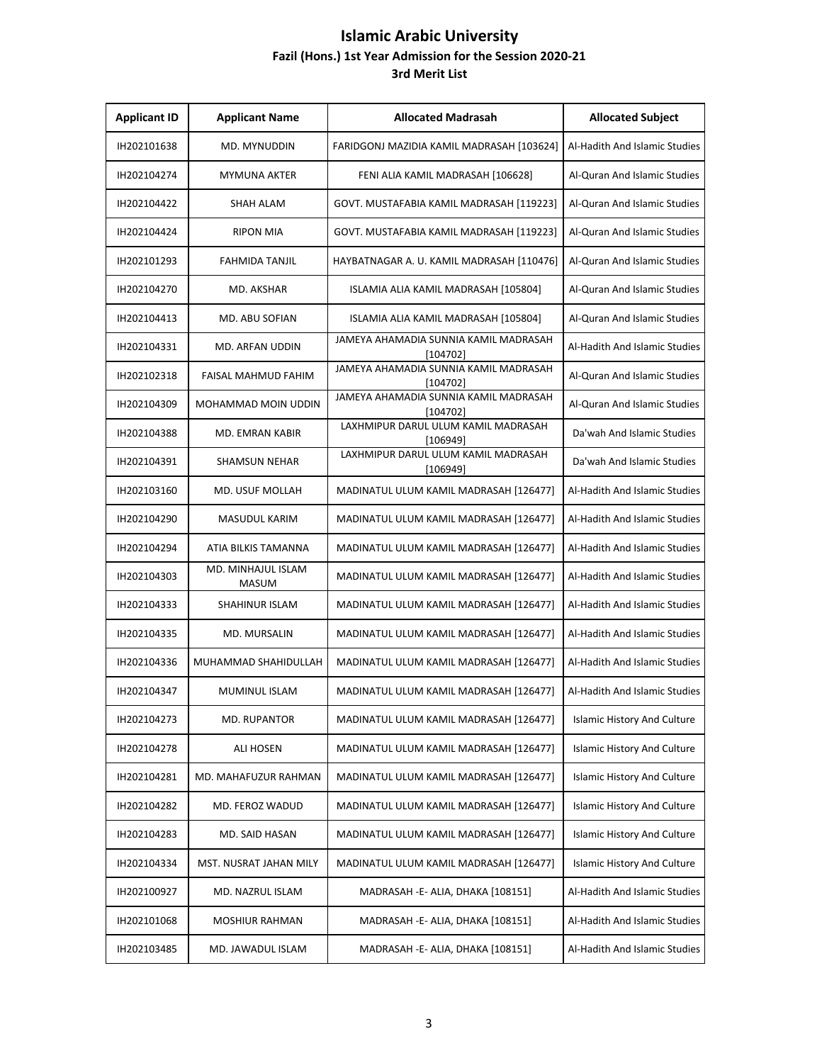# Islamic Arabic University

## Fazil (Hons.) 1st Year Admission for the Session 2020-21

### 3rd Merit List

| Applicant ID | Applicant Name | Allocated Madrasah | Allocated Subject |
|---|---|---|---|
| IH202101638 | MD. MYNUDDIN | FARIDGONJ MAZIDIA KAMIL MADRASAH [103624] | Al-Hadith And Islamic Studies |
| IH202104274 | MYMUNA AKTER | FENI ALIA KAMIL MADRASAH [106628] | Al-Quran And Islamic Studies |
| IH202104422 | SHAH ALAM | GOVT. MUSTAFABIA KAMIL MADRASAH [119223] | Al-Quran And Islamic Studies |
| IH202104424 | RIPON MIA | GOVT. MUSTAFABIA KAMIL MADRASAH [119223] | Al-Quran And Islamic Studies |
| IH202101293 | FAHMIDA TANJIL | HAYBATNAGAR A. U. KAMIL MADRASAH [110476] | Al-Quran And Islamic Studies |
| IH202104270 | MD. AKSHAR | ISLAMIA ALIA KAMIL MADRASAH [105804] | Al-Quran And Islamic Studies |
| IH202104413 | MD. ABU SOFIAN | ISLAMIA ALIA KAMIL MADRASAH [105804] | Al-Quran And Islamic Studies |
| IH202104331 | MD. ARFAN UDDIN | JAMEYA AHAMADIA SUNNIA KAMIL MADRASAH [104702] | Al-Hadith And Islamic Studies |
| IH202102318 | FAISAL MAHMUD FAHIM | JAMEYA AHAMADIA SUNNIA KAMIL MADRASAH [104702] | Al-Quran And Islamic Studies |
| IH202104309 | MOHAMMAD MOIN UDDIN | JAMEYA AHAMADIA SUNNIA KAMIL MADRASAH [104702] | Al-Quran And Islamic Studies |
| IH202104388 | MD. EMRAN KABIR | LAXHMIPUR DARUL ULUM KAMIL MADRASAH [106949] | Da'wah And Islamic Studies |
| IH202104391 | SHAMSUN NEHAR | LAXHMIPUR DARUL ULUM KAMIL MADRASAH [106949] | Da'wah And Islamic Studies |
| IH202103160 | MD. USUF MOLLAH | MADINATUL ULUM KAMIL MADRASAH [126477] | Al-Hadith And Islamic Studies |
| IH202104290 | MASUDUL KARIM | MADINATUL ULUM KAMIL MADRASAH [126477] | Al-Hadith And Islamic Studies |
| IH202104294 | ATIA BILKIS TAMANNA | MADINATUL ULUM KAMIL MADRASAH [126477] | Al-Hadith And Islamic Studies |
| IH202104303 | MD. MINHAJUL ISLAM MASUM | MADINATUL ULUM KAMIL MADRASAH [126477] | Al-Hadith And Islamic Studies |
| IH202104333 | SHAHINUR ISLAM | MADINATUL ULUM KAMIL MADRASAH [126477] | Al-Hadith And Islamic Studies |
| IH202104335 | MD. MURSALIN | MADINATUL ULUM KAMIL MADRASAH [126477] | Al-Hadith And Islamic Studies |
| IH202104336 | MUHAMMAD SHAHIDULLAH | MADINATUL ULUM KAMIL MADRASAH [126477] | Al-Hadith And Islamic Studies |
| IH202104347 | MUMINUL ISLAM | MADINATUL ULUM KAMIL MADRASAH [126477] | Al-Hadith And Islamic Studies |
| IH202104273 | MD. RUPANTOR | MADINATUL ULUM KAMIL MADRASAH [126477] | Islamic History And Culture |
| IH202104278 | ALI HOSEN | MADINATUL ULUM KAMIL MADRASAH [126477] | Islamic History And Culture |
| IH202104281 | MD. MAHAFUZUR RAHMAN | MADINATUL ULUM KAMIL MADRASAH [126477] | Islamic History And Culture |
| IH202104282 | MD. FEROZ WADUD | MADINATUL ULUM KAMIL MADRASAH [126477] | Islamic History And Culture |
| IH202104283 | MD. SAID HASAN | MADINATUL ULUM KAMIL MADRASAH [126477] | Islamic History And Culture |
| IH202104334 | MST. NUSRAT JAHAN MILY | MADINATUL ULUM KAMIL MADRASAH [126477] | Islamic History And Culture |
| IH202100927 | MD. NAZRUL ISLAM | MADRASAH -E- ALIA, DHAKA [108151] | Al-Hadith And Islamic Studies |
| IH202101068 | MOSHIUR RAHMAN | MADRASAH -E- ALIA, DHAKA [108151] | Al-Hadith And Islamic Studies |
| IH202103485 | MD. JAWADUL ISLAM | MADRASAH -E- ALIA, DHAKA [108151] | Al-Hadith And Islamic Studies |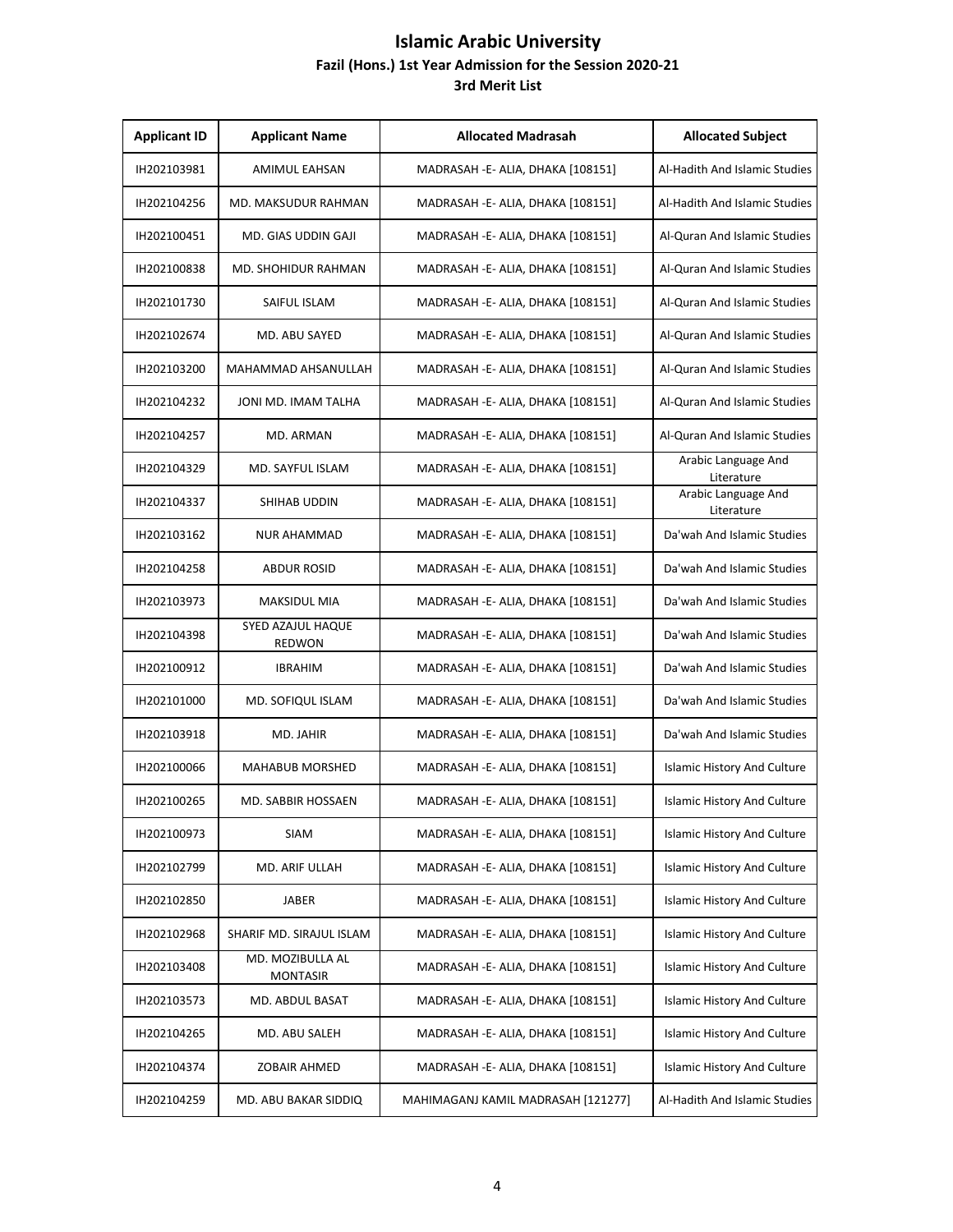# Islamic Arabic University

### Fazil (Hons.) 1st Year Admission for the Session 2020-21

### 3rd Merit List

| Applicant ID | Applicant Name | Allocated Madrasah | Allocated Subject |
|---|---|---|---|
| IH202103981 | AMIMUL EAHSAN | MADRASAH -E- ALIA, DHAKA [108151] | Al-Hadith And Islamic Studies |
| IH202104256 | MD. MAKSUDUR RAHMAN | MADRASAH -E- ALIA, DHAKA [108151] | Al-Hadith And Islamic Studies |
| IH202100451 | MD. GIAS UDDIN GAJI | MADRASAH -E- ALIA, DHAKA [108151] | Al-Quran And Islamic Studies |
| IH202100838 | MD. SHOHIDUR RAHMAN | MADRASAH -E- ALIA, DHAKA [108151] | Al-Quran And Islamic Studies |
| IH202101730 | SAIFUL ISLAM | MADRASAH -E- ALIA, DHAKA [108151] | Al-Quran And Islamic Studies |
| IH202102674 | MD. ABU SAYED | MADRASAH -E- ALIA, DHAKA [108151] | Al-Quran And Islamic Studies |
| IH202103200 | MAHAMMAD AHSANULLAH | MADRASAH -E- ALIA, DHAKA [108151] | Al-Quran And Islamic Studies |
| IH202104232 | JONI MD. IMAM TALHA | MADRASAH -E- ALIA, DHAKA [108151] | Al-Quran And Islamic Studies |
| IH202104257 | MD. ARMAN | MADRASAH -E- ALIA, DHAKA [108151] | Al-Quran And Islamic Studies |
| IH202104329 | MD. SAYFUL ISLAM | MADRASAH -E- ALIA, DHAKA [108151] | Arabic Language And Literature |
| IH202104337 | SHIHAB UDDIN | MADRASAH -E- ALIA, DHAKA [108151] | Arabic Language And Literature |
| IH202103162 | NUR AHAMMAD | MADRASAH -E- ALIA, DHAKA [108151] | Da'wah And Islamic Studies |
| IH202104258 | ABDUR ROSID | MADRASAH -E- ALIA, DHAKA [108151] | Da'wah And Islamic Studies |
| IH202103973 | MAKSIDUL MIA | MADRASAH -E- ALIA, DHAKA [108151] | Da'wah And Islamic Studies |
| IH202104398 | SYED AZAJUL HAQUE REDWON | MADRASAH -E- ALIA, DHAKA [108151] | Da'wah And Islamic Studies |
| IH202100912 | IBRAHIM | MADRASAH -E- ALIA, DHAKA [108151] | Da'wah And Islamic Studies |
| IH202101000 | MD. SOFIQUL ISLAM | MADRASAH -E- ALIA, DHAKA [108151] | Da'wah And Islamic Studies |
| IH202103918 | MD. JAHIR | MADRASAH -E- ALIA, DHAKA [108151] | Da'wah And Islamic Studies |
| IH202100066 | MAHABUB MORSHED | MADRASAH -E- ALIA, DHAKA [108151] | Islamic History And Culture |
| IH202100265 | MD. SABBIR HOSSAEN | MADRASAH -E- ALIA, DHAKA [108151] | Islamic History And Culture |
| IH202100973 | SIAM | MADRASAH -E- ALIA, DHAKA [108151] | Islamic History And Culture |
| IH202102799 | MD. ARIF ULLAH | MADRASAH -E- ALIA, DHAKA [108151] | Islamic History And Culture |
| IH202102850 | JABER | MADRASAH -E- ALIA, DHAKA [108151] | Islamic History And Culture |
| IH202102968 | SHARIF MD. SIRAJUL ISLAM | MADRASAH -E- ALIA, DHAKA [108151] | Islamic History And Culture |
| IH202103408 | MD. MOZIBULLA AL MONTASIR | MADRASAH -E- ALIA, DHAKA [108151] | Islamic History And Culture |
| IH202103573 | MD. ABDUL BASAT | MADRASAH -E- ALIA, DHAKA [108151] | Islamic History And Culture |
| IH202104265 | MD. ABU SALEH | MADRASAH -E- ALIA, DHAKA [108151] | Islamic History And Culture |
| IH202104374 | ZOBAIR AHMED | MADRASAH -E- ALIA, DHAKA [108151] | Islamic History And Culture |
| IH202104259 | MD. ABU BAKAR SIDDIQ | MAHIMAGANJ KAMIL MADRASAH [121277] | Al-Hadith And Islamic Studies |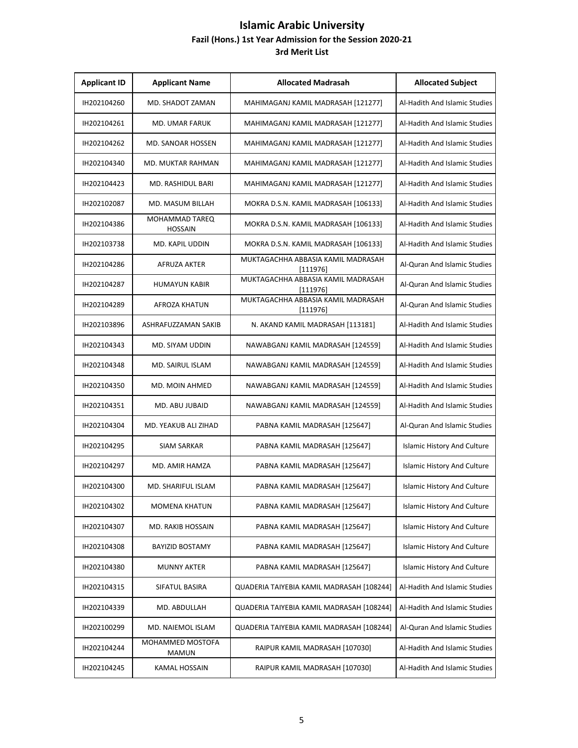# Islamic Arabic University

### Fazil (Hons.) 1st Year Admission for the Session 2020-21

### 3rd Merit List

| Applicant ID | Applicant Name | Allocated Madrasah | Allocated Subject |
|---|---|---|---|
| IH202104260 | MD. SHADOT ZAMAN | MAHIMAGANJ KAMIL MADRASAH [121277] | Al-Hadith And Islamic Studies |
| IH202104261 | MD. UMAR FARUK | MAHIMAGANJ KAMIL MADRASAH [121277] | Al-Hadith And Islamic Studies |
| IH202104262 | MD. SANOAR HOSSEN | MAHIMAGANJ KAMIL MADRASAH [121277] | Al-Hadith And Islamic Studies |
| IH202104340 | MD. MUKTAR RAHMAN | MAHIMAGANJ KAMIL MADRASAH [121277] | Al-Hadith And Islamic Studies |
| IH202104423 | MD. RASHIDUL BARI | MAHIMAGANJ KAMIL MADRASAH [121277] | Al-Hadith And Islamic Studies |
| IH202102087 | MD. MASUM BILLAH | MOKRA D.S.N. KAMIL MADRASAH [106133] | Al-Hadith And Islamic Studies |
| IH202104386 | MOHAMMAD TAREQ HOSSAIN | MOKRA D.S.N. KAMIL MADRASAH [106133] | Al-Hadith And Islamic Studies |
| IH202103738 | MD. KAPIL UDDIN | MOKRA D.S.N. KAMIL MADRASAH [106133] | Al-Hadith And Islamic Studies |
| IH202104286 | AFRUZA AKTER | MUKTAGACHHA ABBASIA KAMIL MADRASAH [111976] | Al-Quran And Islamic Studies |
| IH202104287 | HUMAYUN KABIR | MUKTAGACHHA ABBASIA KAMIL MADRASAH [111976] | Al-Quran And Islamic Studies |
| IH202104289 | AFROZA KHATUN | MUKTAGACHHA ABBASIA KAMIL MADRASAH [111976] | Al-Quran And Islamic Studies |
| IH202103896 | ASHRAFUZZAMAN SAKIB | N. AKAND KAMIL MADRASAH [113181] | Al-Hadith And Islamic Studies |
| IH202104343 | MD. SIYAM UDDIN | NAWABGANJ KAMIL MADRASAH [124559] | Al-Hadith And Islamic Studies |
| IH202104348 | MD. SAIRUL ISLAM | NAWABGANJ KAMIL MADRASAH [124559] | Al-Hadith And Islamic Studies |
| IH202104350 | MD. MOIN AHMED | NAWABGANJ KAMIL MADRASAH [124559] | Al-Hadith And Islamic Studies |
| IH202104351 | MD. ABU JUBAID | NAWABGANJ KAMIL MADRASAH [124559] | Al-Hadith And Islamic Studies |
| IH202104304 | MD. YEAKUB ALI ZIHAD | PABNA KAMIL MADRASAH [125647] | Al-Quran And Islamic Studies |
| IH202104295 | SIAM SARKAR | PABNA KAMIL MADRASAH [125647] | Islamic History And Culture |
| IH202104297 | MD. AMIR HAMZA | PABNA KAMIL MADRASAH [125647] | Islamic History And Culture |
| IH202104300 | MD. SHARIFUL ISLAM | PABNA KAMIL MADRASAH [125647] | Islamic History And Culture |
| IH202104302 | MOMENA KHATUN | PABNA KAMIL MADRASAH [125647] | Islamic History And Culture |
| IH202104307 | MD. RAKIB HOSSAIN | PABNA KAMIL MADRASAH [125647] | Islamic History And Culture |
| IH202104308 | BAYIZID BOSTAMY | PABNA KAMIL MADRASAH [125647] | Islamic History And Culture |
| IH202104380 | MUNNY AKTER | PABNA KAMIL MADRASAH [125647] | Islamic History And Culture |
| IH202104315 | SIFATUL BASIRA | QUADERIA TAIYEBIA KAMIL MADRASAH [108244] | Al-Hadith And Islamic Studies |
| IH202104339 | MD. ABDULLAH | QUADERIA TAIYEBIA KAMIL MADRASAH [108244] | Al-Hadith And Islamic Studies |
| IH202100299 | MD. NAIEMOL ISLAM | QUADERIA TAIYEBIA KAMIL MADRASAH [108244] | Al-Quran And Islamic Studies |
| IH202104244 | MOHAMMED MOSTOFA MAMUN | RAIPUR KAMIL MADRASAH [107030] | Al-Hadith And Islamic Studies |
| IH202104245 | KAMAL HOSSAIN | RAIPUR KAMIL MADRASAH [107030] | Al-Hadith And Islamic Studies |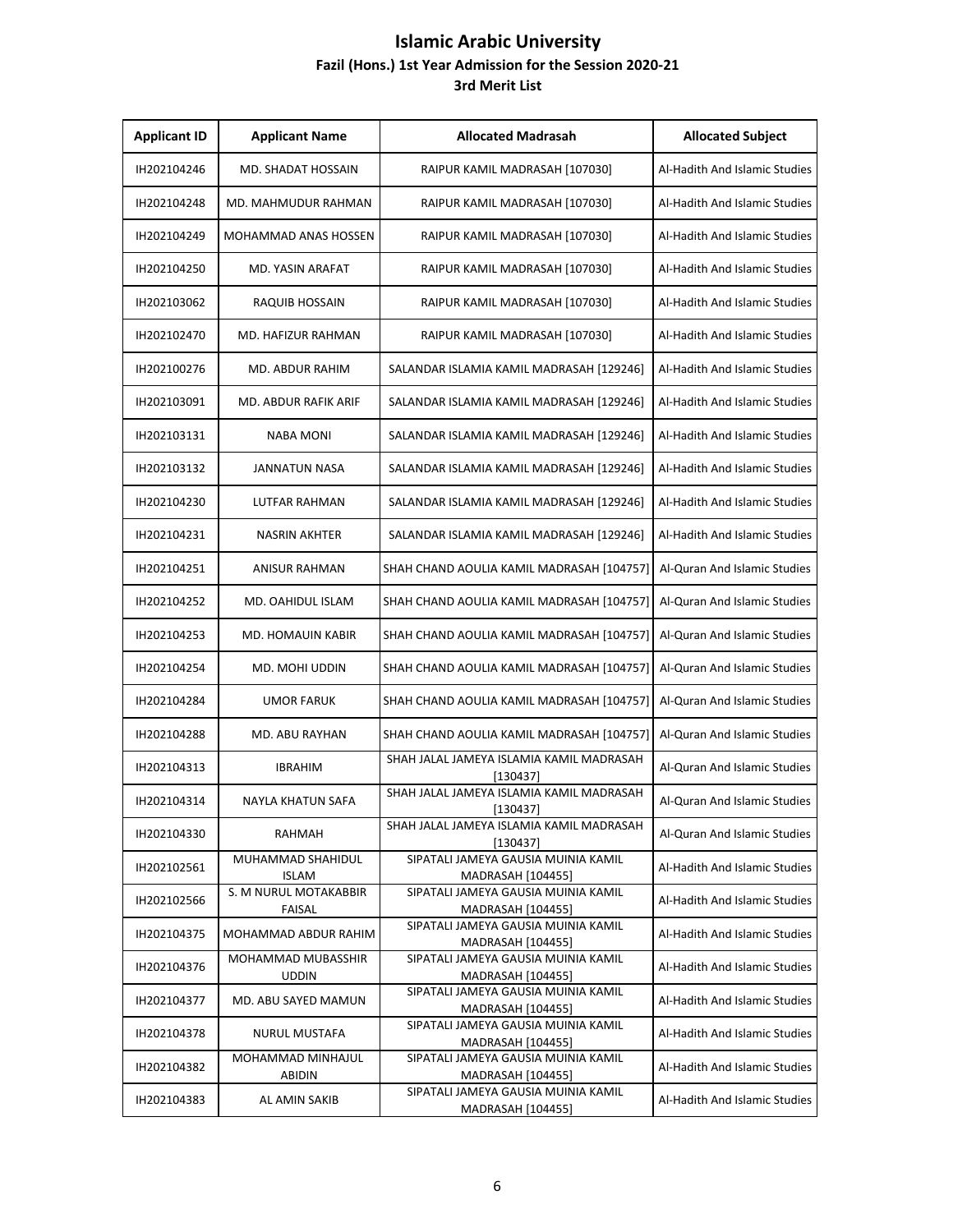# Islamic Arabic University

## Fazil (Hons.) 1st Year Admission for the Session 2020-21

### 3rd Merit List

| Applicant ID | Applicant Name | Allocated Madrasah | Allocated Subject |
|---|---|---|---|
| IH202104246 | MD. SHADAT HOSSAIN | RAIPUR KAMIL MADRASAH [107030] | Al-Hadith And Islamic Studies |
| IH202104248 | MD. MAHMUDUR RAHMAN | RAIPUR KAMIL MADRASAH [107030] | Al-Hadith And Islamic Studies |
| IH202104249 | MOHAMMAD ANAS HOSSEN | RAIPUR KAMIL MADRASAH [107030] | Al-Hadith And Islamic Studies |
| IH202104250 | MD. YASIN ARAFAT | RAIPUR KAMIL MADRASAH [107030] | Al-Hadith And Islamic Studies |
| IH202103062 | RAQUIB HOSSAIN | RAIPUR KAMIL MADRASAH [107030] | Al-Hadith And Islamic Studies |
| IH202102470 | MD. HAFIZUR RAHMAN | RAIPUR KAMIL MADRASAH [107030] | Al-Hadith And Islamic Studies |
| IH202100276 | MD. ABDUR RAHIM | SALANDAR ISLAMIA KAMIL MADRASAH [129246] | Al-Hadith And Islamic Studies |
| IH202103091 | MD. ABDUR RAFIK ARIF | SALANDAR ISLAMIA KAMIL MADRASAH [129246] | Al-Hadith And Islamic Studies |
| IH202103131 | NABA MONI | SALANDAR ISLAMIA KAMIL MADRASAH [129246] | Al-Hadith And Islamic Studies |
| IH202103132 | JANNATUN NASA | SALANDAR ISLAMIA KAMIL MADRASAH [129246] | Al-Hadith And Islamic Studies |
| IH202104230 | LUTFAR RAHMAN | SALANDAR ISLAMIA KAMIL MADRASAH [129246] | Al-Hadith And Islamic Studies |
| IH202104231 | NASRIN AKHTER | SALANDAR ISLAMIA KAMIL MADRASAH [129246] | Al-Hadith And Islamic Studies |
| IH202104251 | ANISUR RAHMAN | SHAH CHAND AOULIA KAMIL MADRASAH [104757] | Al-Quran And Islamic Studies |
| IH202104252 | MD. OAHIDUL ISLAM | SHAH CHAND AOULIA KAMIL MADRASAH [104757] | Al-Quran And Islamic Studies |
| IH202104253 | MD. HOMAUIN KABIR | SHAH CHAND AOULIA KAMIL MADRASAH [104757] | Al-Quran And Islamic Studies |
| IH202104254 | MD. MOHI UDDIN | SHAH CHAND AOULIA KAMIL MADRASAH [104757] | Al-Quran And Islamic Studies |
| IH202104284 | UMOR FARUK | SHAH CHAND AOULIA KAMIL MADRASAH [104757] | Al-Quran And Islamic Studies |
| IH202104288 | MD. ABU RAYHAN | SHAH CHAND AOULIA KAMIL MADRASAH [104757] | Al-Quran And Islamic Studies |
| IH202104313 | IBRAHIM | SHAH JALAL JAMEYA ISLAMIA KAMIL MADRASAH [130437] | Al-Quran And Islamic Studies |
| IH202104314 | NAYLA KHATUN SAFA | SHAH JALAL JAMEYA ISLAMIA KAMIL MADRASAH [130437] | Al-Quran And Islamic Studies |
| IH202104330 | RAHMAH | SHAH JALAL JAMEYA ISLAMIA KAMIL MADRASAH [130437] | Al-Quran And Islamic Studies |
| IH202102561 | MUHAMMAD SHAHIDUL ISLAM | SIPATALI JAMEYA GAUSIA MUINIA KAMIL MADRASAH [104455] | Al-Hadith And Islamic Studies |
| IH202102566 | S. M NURUL MOTAKABBIR FAISAL | SIPATALI JAMEYA GAUSIA MUINIA KAMIL MADRASAH [104455] | Al-Hadith And Islamic Studies |
| IH202104375 | MOHAMMAD ABDUR RAHIM | SIPATALI JAMEYA GAUSIA MUINIA KAMIL MADRASAH [104455] | Al-Hadith And Islamic Studies |
| IH202104376 | MOHAMMAD MUBASSHIR UDDIN | SIPATALI JAMEYA GAUSIA MUINIA KAMIL MADRASAH [104455] | Al-Hadith And Islamic Studies |
| IH202104377 | MD. ABU SAYED MAMUN | SIPATALI JAMEYA GAUSIA MUINIA KAMIL MADRASAH [104455] | Al-Hadith And Islamic Studies |
| IH202104378 | NURUL MUSTAFA | SIPATALI JAMEYA GAUSIA MUINIA KAMIL MADRASAH [104455] | Al-Hadith And Islamic Studies |
| IH202104382 | MOHAMMAD MINHAJUL ABIDIN | SIPATALI JAMEYA GAUSIA MUINIA KAMIL MADRASAH [104455] | Al-Hadith And Islamic Studies |
| IH202104383 | AL AMIN SAKIB | SIPATALI JAMEYA GAUSIA MUINIA KAMIL MADRASAH [104455] | Al-Hadith And Islamic Studies |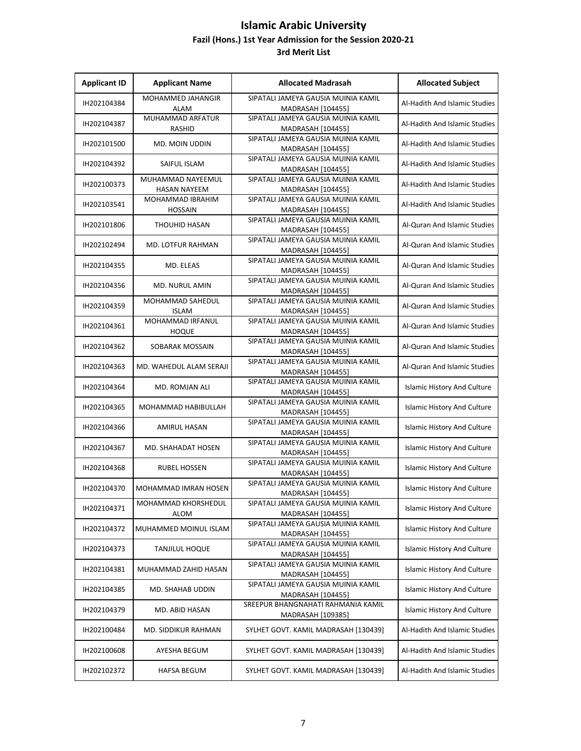# Islamic Arabic University

## Fazil (Hons.) 1st Year Admission for the Session 2020-21

### 3rd Merit List

| Applicant ID | Applicant Name | Allocated Madrasah | Allocated Subject |
|---|---|---|---|
| IH202104384 | MOHAMMED JAHANGIR ALAM | SIPATALI JAMEYA GAUSIA MUINIA KAMIL MADRASAH [104455] | Al-Hadith And Islamic Studies |
| IH202104387 | MUHAMMAD ARFATUR RASHID | SIPATALI JAMEYA GAUSIA MUINIA KAMIL MADRASAH [104455] | Al-Hadith And Islamic Studies |
| IH202101500 | MD. MOIN UDDIN | SIPATALI JAMEYA GAUSIA MUINIA KAMIL MADRASAH [104455] | Al-Hadith And Islamic Studies |
| IH202104392 | SAIFUL ISLAM | SIPATALI JAMEYA GAUSIA MUINIA KAMIL MADRASAH [104455] | Al-Hadith And Islamic Studies |
| IH202100373 | MUHAMMAD NAYEEMUL HASAN NAYEEM | SIPATALI JAMEYA GAUSIA MUINIA KAMIL MADRASAH [104455] | Al-Hadith And Islamic Studies |
| IH202103541 | MOHAMMAD IBRAHIM HOSSAIN | SIPATALI JAMEYA GAUSIA MUINIA KAMIL MADRASAH [104455] | Al-Hadith And Islamic Studies |
| IH202101806 | THOUHID HASAN | SIPATALI JAMEYA GAUSIA MUINIA KAMIL MADRASAH [104455] | Al-Quran And Islamic Studies |
| IH202102494 | MD. LOTFUR RAHMAN | SIPATALI JAMEYA GAUSIA MUINIA KAMIL MADRASAH [104455] | Al-Quran And Islamic Studies |
| IH202104355 | MD. ELEAS | SIPATALI JAMEYA GAUSIA MUINIA KAMIL MADRASAH [104455] | Al-Quran And Islamic Studies |
| IH202104356 | MD. NURUL AMIN | SIPATALI JAMEYA GAUSIA MUINIA KAMIL MADRASAH [104455] | Al-Quran And Islamic Studies |
| IH202104359 | MOHAMMAD SAHEDUL ISLAM | SIPATALI JAMEYA GAUSIA MUINIA KAMIL MADRASAH [104455] | Al-Quran And Islamic Studies |
| IH202104361 | MOHAMMAD IRFANUL HOQUE | SIPATALI JAMEYA GAUSIA MUINIA KAMIL MADRASAH [104455] | Al-Quran And Islamic Studies |
| IH202104362 | SOBARAK MOSSAIN | SIPATALI JAMEYA GAUSIA MUINIA KAMIL MADRASAH [104455] | Al-Quran And Islamic Studies |
| IH202104363 | MD. WAHEDUL ALAM SERAJI | SIPATALI JAMEYA GAUSIA MUINIA KAMIL MADRASAH [104455] | Al-Quran And Islamic Studies |
| IH202104364 | MD. ROMJAN ALI | SIPATALI JAMEYA GAUSIA MUINIA KAMIL MADRASAH [104455] | Islamic History And Culture |
| IH202104365 | MOHAMMAD HABIBULLAH | SIPATALI JAMEYA GAUSIA MUINIA KAMIL MADRASAH [104455] | Islamic History And Culture |
| IH202104366 | AMIRUL HASAN | SIPATALI JAMEYA GAUSIA MUINIA KAMIL MADRASAH [104455] | Islamic History And Culture |
| IH202104367 | MD. SHAHADAT HOSEN | SIPATALI JAMEYA GAUSIA MUINIA KAMIL MADRASAH [104455] | Islamic History And Culture |
| IH202104368 | RUBEL HOSSEN | SIPATALI JAMEYA GAUSIA MUINIA KAMIL MADRASAH [104455] | Islamic History And Culture |
| IH202104370 | MOHAMMAD IMRAN HOSEN | SIPATALI JAMEYA GAUSIA MUINIA KAMIL MADRASAH [104455] | Islamic History And Culture |
| IH202104371 | MOHAMMAD KHORSHEDUL ALOM | SIPATALI JAMEYA GAUSIA MUINIA KAMIL MADRASAH [104455] | Islamic History And Culture |
| IH202104372 | MUHAMMED MOINUL ISLAM | SIPATALI JAMEYA GAUSIA MUINIA KAMIL MADRASAH [104455] | Islamic History And Culture |
| IH202104373 | TANJILUL HOQUE | SIPATALI JAMEYA GAUSIA MUINIA KAMIL MADRASAH [104455] | Islamic History And Culture |
| IH202104381 | MUHAMMAD ZAHID HASAN | SIPATALI JAMEYA GAUSIA MUINIA KAMIL MADRASAH [104455] | Islamic History And Culture |
| IH202104385 | MD. SHAHAB UDDIN | SIPATALI JAMEYA GAUSIA MUINIA KAMIL MADRASAH [104455] | Islamic History And Culture |
| IH202104379 | MD. ABID HASAN | SREEPUR BHANGNAHATI RAHMANIA KAMIL MADRASAH [109385] | Islamic History And Culture |
| IH202100484 | MD. SIDDIKUR RAHMAN | SYLHET GOVT. KAMIL MADRASAH [130439] | Al-Hadith And Islamic Studies |
| IH202100608 | AYESHA BEGUM | SYLHET GOVT. KAMIL MADRASAH [130439] | Al-Hadith And Islamic Studies |
| IH202102372 | HAFSA BEGUM | SYLHET GOVT. KAMIL MADRASAH [130439] | Al-Hadith And Islamic Studies |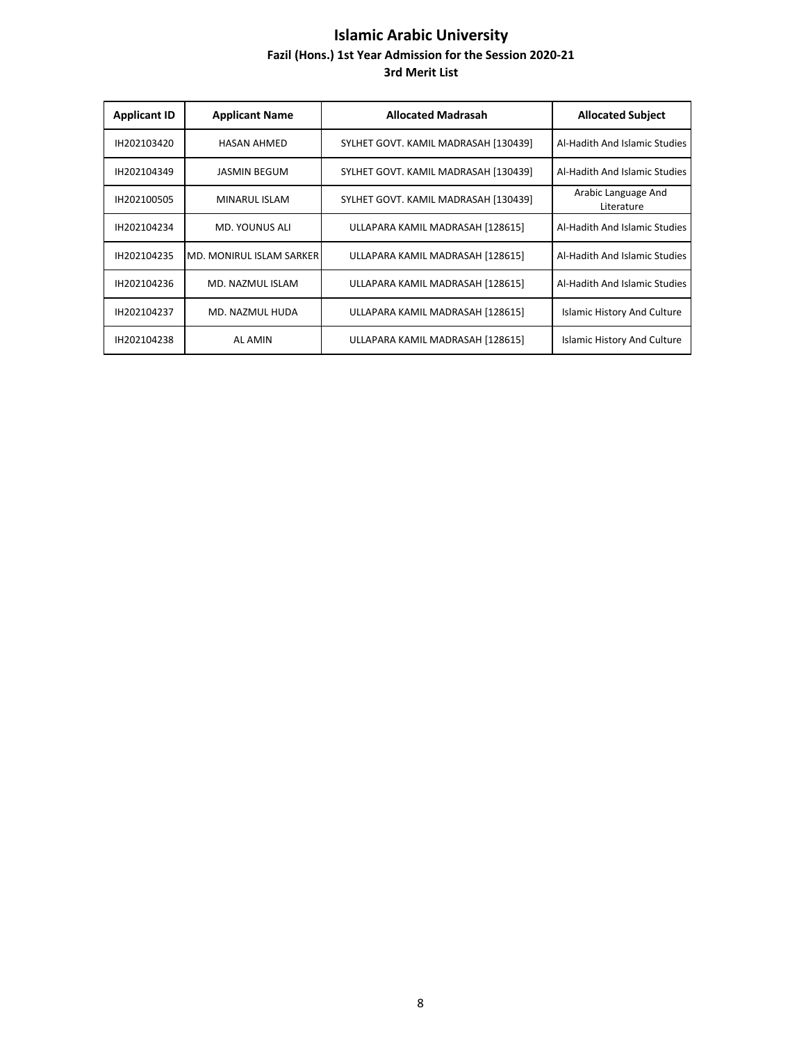# Islamic Arabic University

### Fazil (Hons.) 1st Year Admission for the Session 2020-21

### 3rd Merit List

| Applicant ID | Applicant Name | Allocated Madrasah | Allocated Subject |
|---|---|---|---|
| IH202103420 | HASAN AHMED | SYLHET GOVT. KAMIL MADRASAH [130439] | Al-Hadith And Islamic Studies |
| IH202104349 | JASMIN BEGUM | SYLHET GOVT. KAMIL MADRASAH [130439] | Al-Hadith And Islamic Studies |
| IH202100505 | MINARUL ISLAM | SYLHET GOVT. KAMIL MADRASAH [130439] | Arabic Language And Literature |
| IH202104234 | MD. YOUNUS ALI | ULLAPARA KAMIL MADRASAH [128615] | Al-Hadith And Islamic Studies |
| IH202104235 | MD. MONIRUL ISLAM SARKER | ULLAPARA KAMIL MADRASAH [128615] | Al-Hadith And Islamic Studies |
| IH202104236 | MD. NAZMUL ISLAM | ULLAPARA KAMIL MADRASAH [128615] | Al-Hadith And Islamic Studies |
| IH202104237 | MD. NAZMUL HUDA | ULLAPARA KAMIL MADRASAH [128615] | Islamic History And Culture |
| IH202104238 | AL AMIN | ULLAPARA KAMIL MADRASAH [128615] | Islamic History And Culture |